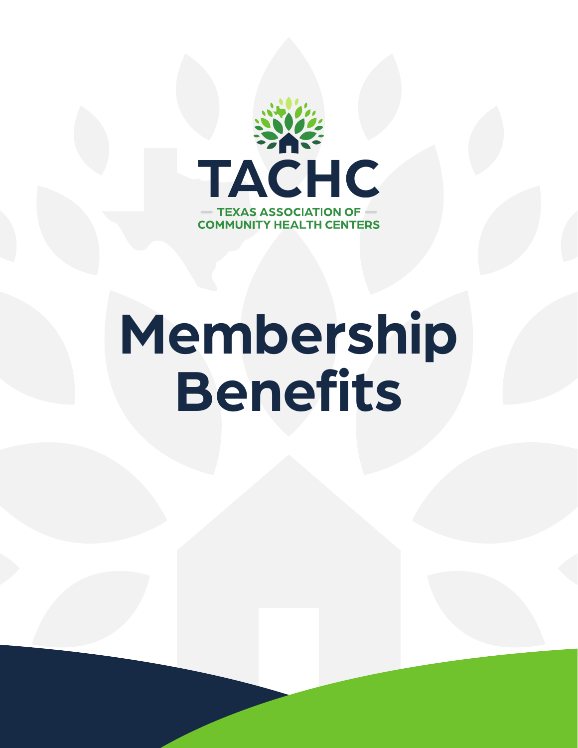TACHC

TEXAS ASSOCIATION OF COMMUNITY HEALTH CENTERS

# Membership Benefits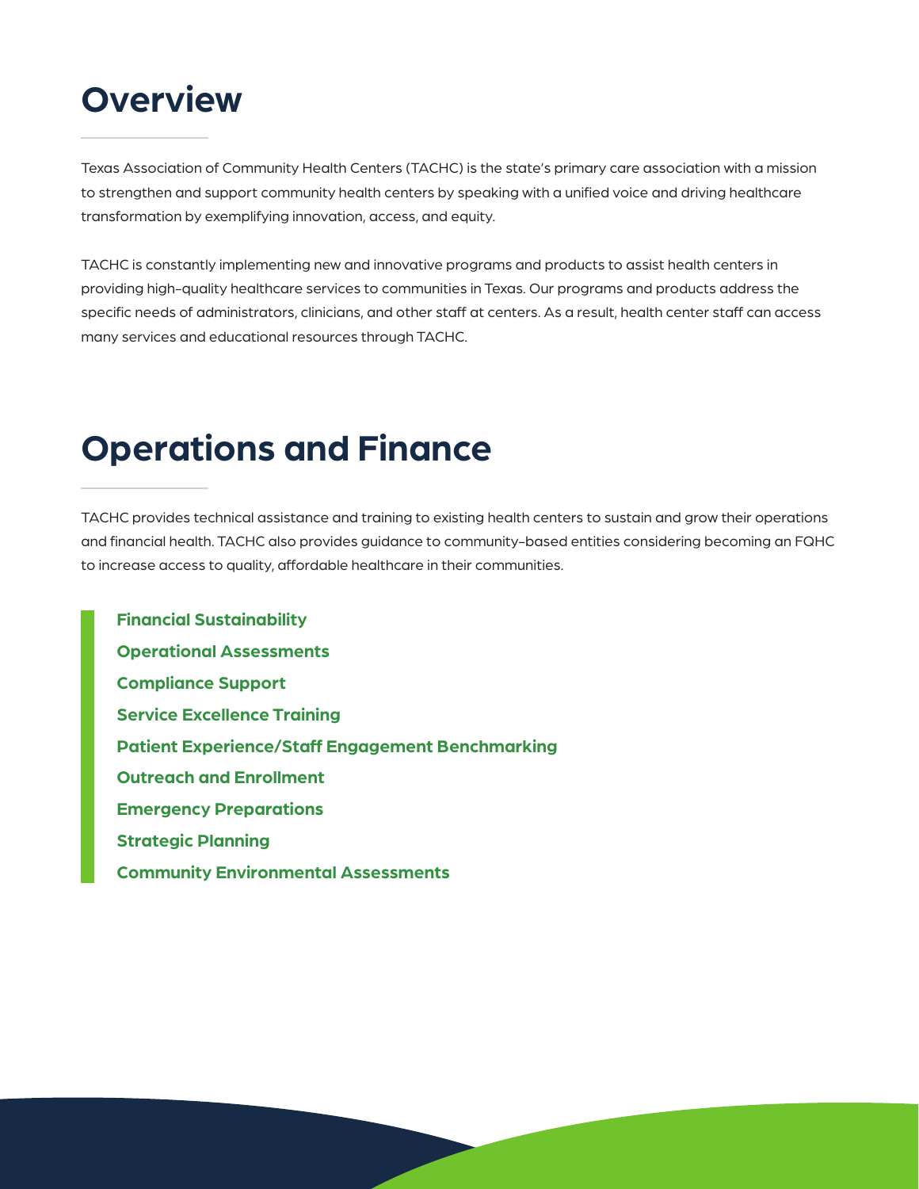# Overview

Texas Association of Community Health Centers (TACHC) is the state's primary care association with a mission to strengthen and support community health centers by speaking with a unified voice and driving healthcare transformation by exemplifying innovation, access, and equity.

TACHC is constantly implementing new and innovative programs and products to assist health centers in providing high-quality healthcare services to communities in Texas. Our programs and products address the specific needs of administrators, clinicians, and other staff at centers. As a result, health center staff can access many services and educational resources through TACHC.

# Operations and Finance

TACHC provides technical assistance and training to existing health centers to sustain and grow their operations and financial health. TACHC also provides guidance to community-based entities considering becoming an FQHC to increase access to quality, affordable healthcare in their communities.

**Financial Sustainability**
**Operational Assessments**
**Compliance Support**
**Service Excellence Training**
**Patient Experience/Staff Engagement Benchmarking**
**Outreach and Enrollment**
**Emergency Preparations**
**Strategic Planning**
**Community Environmental Assessments**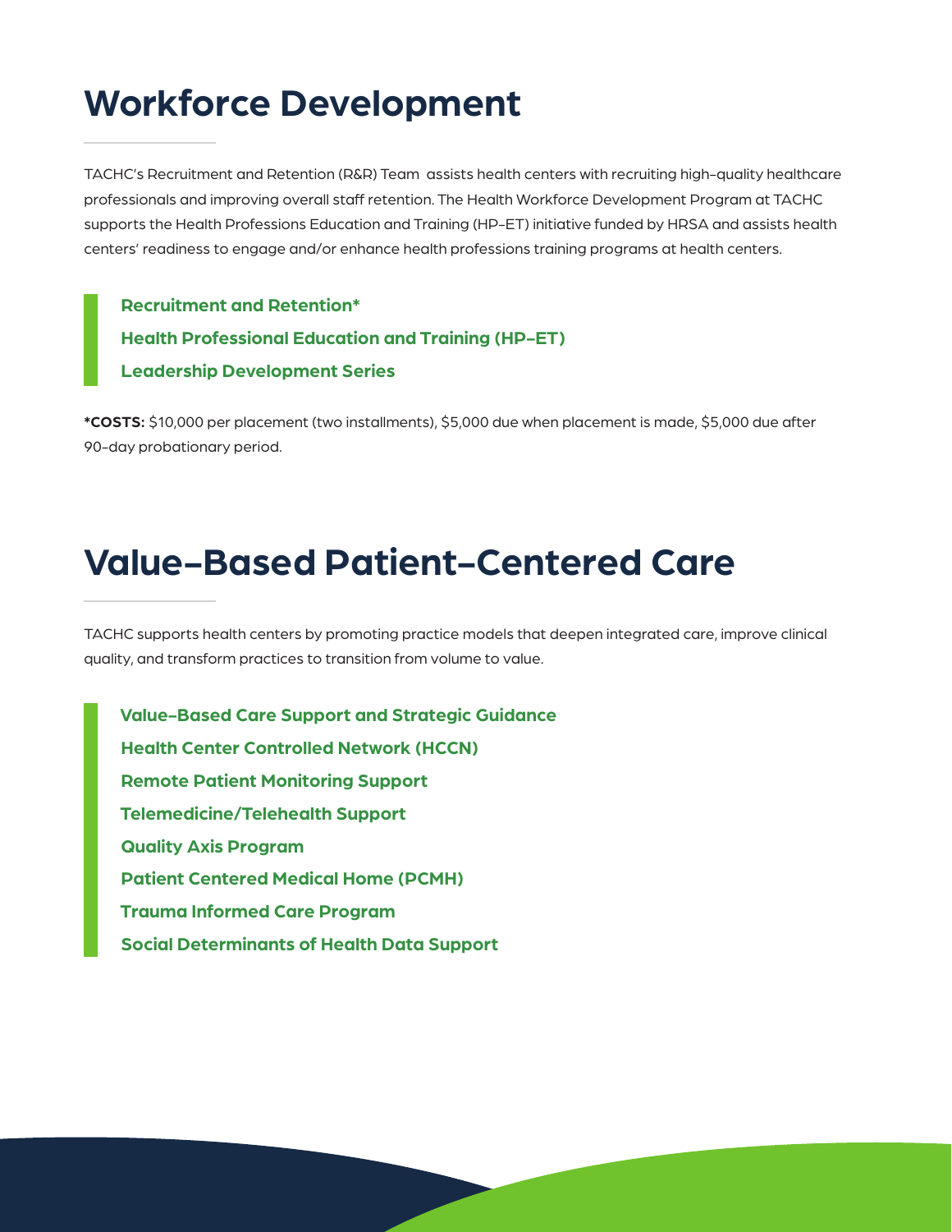# Workforce Development

TACHC's Recruitment and Retention (R&R) Team assists health centers with recruiting high-quality healthcare professionals and improving overall staff retention. The Health Workforce Development Program at TACHC supports the Health Professions Education and Training (HP-ET) initiative funded by HRSA and assists health centers' readiness to engage and/or enhance health professions training programs at health centers.

- **Recruitment and Retention***
- **Health Professional Education and Training (HP-ET)**
- **Leadership Development Series**

***COSTS:** $10,000 per placement (two installments), $5,000 due when placement is made, $5,000 due after 90-day probationary period.

# Value-Based Patient-Centered Care

TACHC supports health centers by promoting practice models that deepen integrated care, improve clinical quality, and transform practices to transition from volume to value.

- **Value-Based Care Support and Strategic Guidance**
- **Health Center Controlled Network (HCCN)**
- **Remote Patient Monitoring Support**
- **Telemedicine/Telehealth Support**
- **Quality Axis Program**
- **Patient Centered Medical Home (PCMH)**
- **Trauma Informed Care Program**
- **Social Determinants of Health Data Support**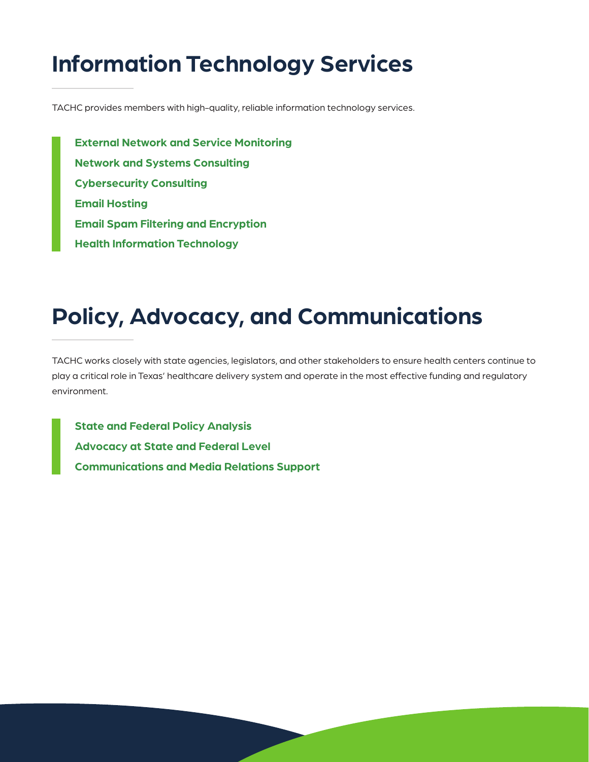# Information Technology Services

TACHC provides members with high-quality, reliable information technology services.

- **External Network and Service Monitoring**
- **Network and Systems Consulting**
- **Cybersecurity Consulting**
- **Email Hosting**
- **Email Spam Filtering and Encryption**
- **Health Information Technology**

# Policy, Advocacy, and Communications

TACHC works closely with state agencies, legislators, and other stakeholders to ensure health centers continue to play a critical role in Texas' healthcare delivery system and operate in the most effective funding and regulatory environment.

- **State and Federal Policy Analysis**
- **Advocacy at State and Federal Level**
- **Communications and Media Relations Support**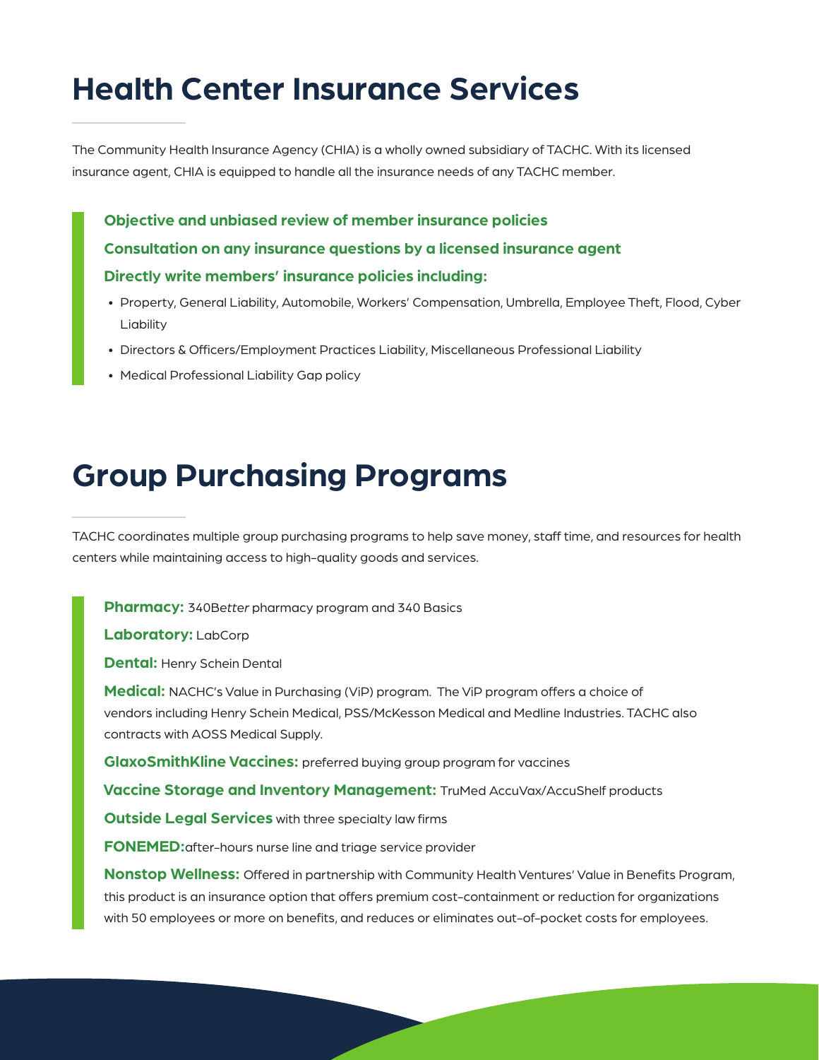# Health Center Insurance Services

The Community Health Insurance Agency (CHIA) is a wholly owned subsidiary of TACHC. With its licensed insurance agent, CHIA is equipped to handle all the insurance needs of any TACHC member.

**Objective and unbiased review of member insurance policies**

**Consultation on any insurance questions by a licensed insurance agent**

**Directly write members' insurance policies including:**

- Property, General Liability, Automobile, Workers' Compensation, Umbrella, Employee Theft, Flood, Cyber Liability
- Directors & Officers/Employment Practices Liability, Miscellaneous Professional Liability
- Medical Professional Liability Gap policy

# Group Purchasing Programs

TACHC coordinates multiple group purchasing programs to help save money, staff time, and resources for health centers while maintaining access to high-quality goods and services.

**Pharmacy:** 340B*etter* pharmacy program and 340 Basics

**Laboratory:** LabCorp

**Dental:** Henry Schein Dental

**Medical:** NACHC's Value in Purchasing (ViP) program. The ViP program offers a choice of vendors including Henry Schein Medical, PSS/McKesson Medical and Medline Industries. TACHC also contracts with AOSS Medical Supply.

**GlaxoSmithKline Vaccines:** preferred buying group program for vaccines

**Vaccine Storage and Inventory Management:** TruMed AccuVax/AccuShelf products

**Outside Legal Services** with three specialty law firms

**FONEMED:**after-hours nurse line and triage service provider

**Nonstop Wellness:** Offered in partnership with Community Health Ventures' Value in Benefits Program, this product is an insurance option that offers premium cost-containment or reduction for organizations with 50 employees or more on benefits, and reduces or eliminates out-of-pocket costs for employees.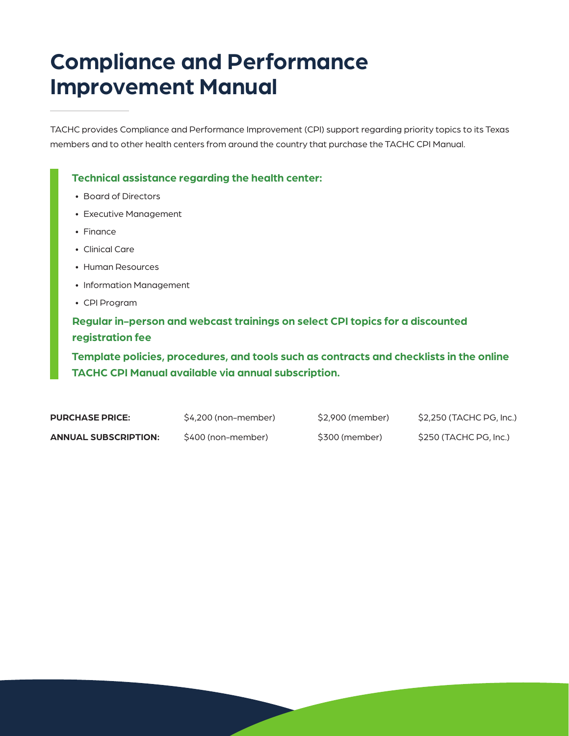# Compliance and Performance Improvement Manual

TACHC provides Compliance and Performance Improvement (CPI) support regarding priority topics to its Texas members and to other health centers from around the country that purchase the TACHC CPI Manual.

**Technical assistance regarding the health center:**

- Board of Directors
- Executive Management
- Finance
- Clinical Care
- Human Resources
- Information Management
- CPI Program

**Regular in-person and webcast trainings on select CPI topics for a discounted registration fee**

**Template policies, procedures, and tools such as contracts and checklists in the online TACHC CPI Manual available via annual subscription.**

| | | | |
|---|---|---|---|
| **PURCHASE PRICE:** | $4,200 (non-member) | $2,900 (member) | $2,250 (TACHC PG, Inc.) |
| **ANNUAL SUBSCRIPTION:** | $400 (non-member) | $300 (member) | $250 (TACHC PG, Inc.) |